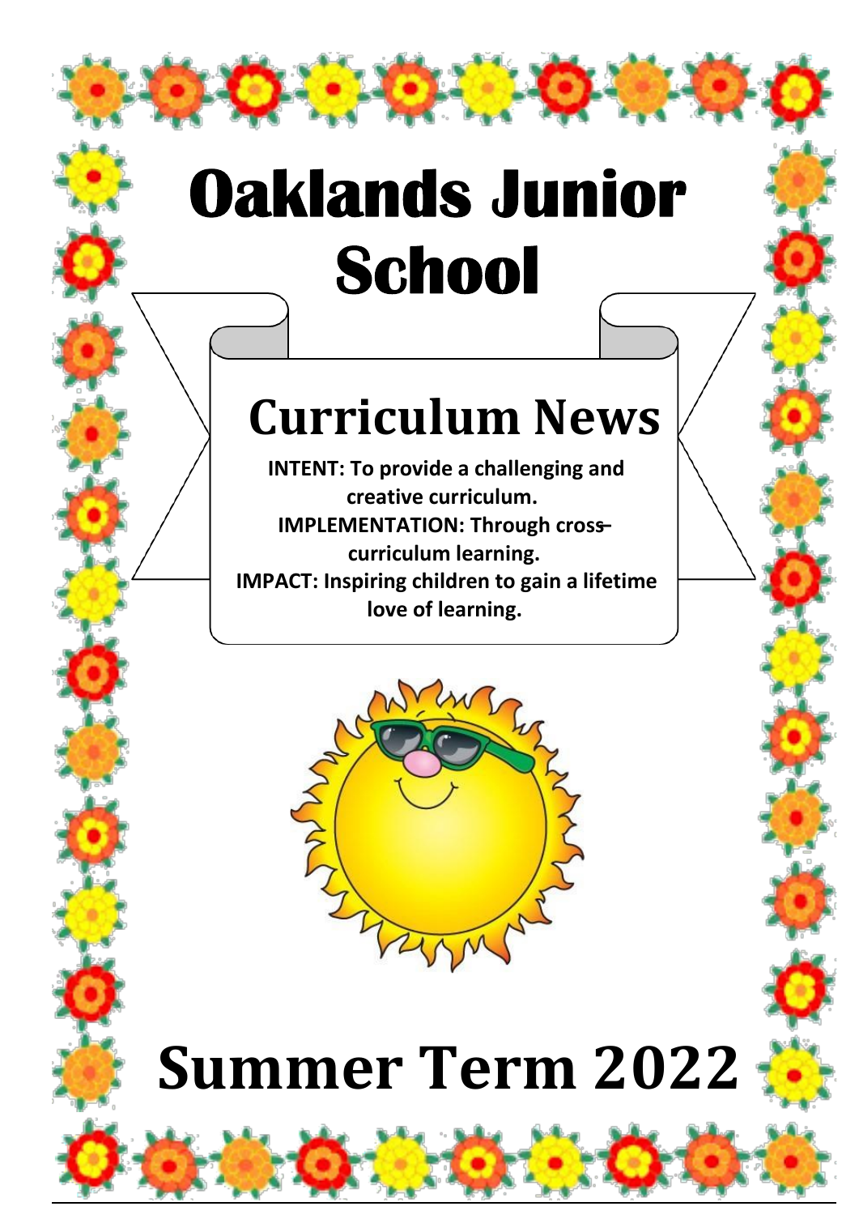# Oaklands Junior School

## Curriculum News

**INTENT: To provide a challenging and creative curriculum.**
**IMPLEMENTATION: Through cross-curriculum learning.**
**IMPACT: Inspiring children to gain a lifetime love of learning.**

# Summer Term 2022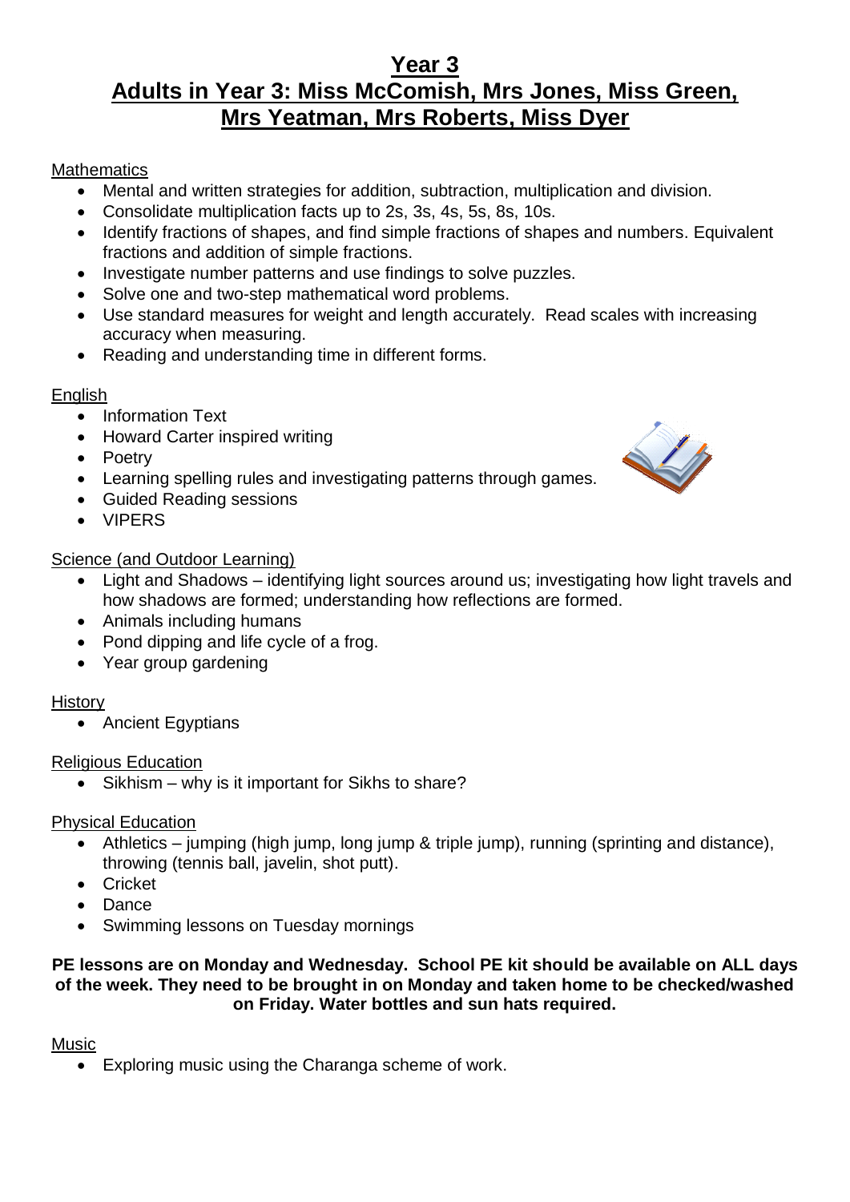# Year 3

## Adults in Year 3: Miss McComish, Mrs Jones, Miss Green, Mrs Yeatman, Mrs Roberts, Miss Dyer

Mathematics

- Mental and written strategies for addition, subtraction, multiplication and division.
- Consolidate multiplication facts up to 2s, 3s, 4s, 5s, 8s, 10s.
- Identify fractions of shapes, and find simple fractions of shapes and numbers. Equivalent fractions and addition of simple fractions.
- Investigate number patterns and use findings to solve puzzles.
- Solve one and two-step mathematical word problems.
- Use standard measures for weight and length accurately. Read scales with increasing accuracy when measuring.
- Reading and understanding time in different forms.

English

- Information Text
- Howard Carter inspired writing
- Poetry
- Learning spelling rules and investigating patterns through games.
- Guided Reading sessions
- VIPERS

Science (and Outdoor Learning)

- Light and Shadows – identifying light sources around us; investigating how light travels and how shadows are formed; understanding how reflections are formed.
- Animals including humans
- Pond dipping and life cycle of a frog.
- Year group gardening

History

- Ancient Egyptians

Religious Education

- Sikhism – why is it important for Sikhs to share?

Physical Education

- Athletics – jumping (high jump, long jump & triple jump), running (sprinting and distance), throwing (tennis ball, javelin, shot putt).
- Cricket
- Dance
- Swimming lessons on Tuesday mornings

**PE lessons are on Monday and Wednesday. School PE kit should be available on ALL days of the week. They need to be brought in on Monday and taken home to be checked/washed on Friday. Water bottles and sun hats required.**

Music

- Exploring music using the Charanga scheme of work.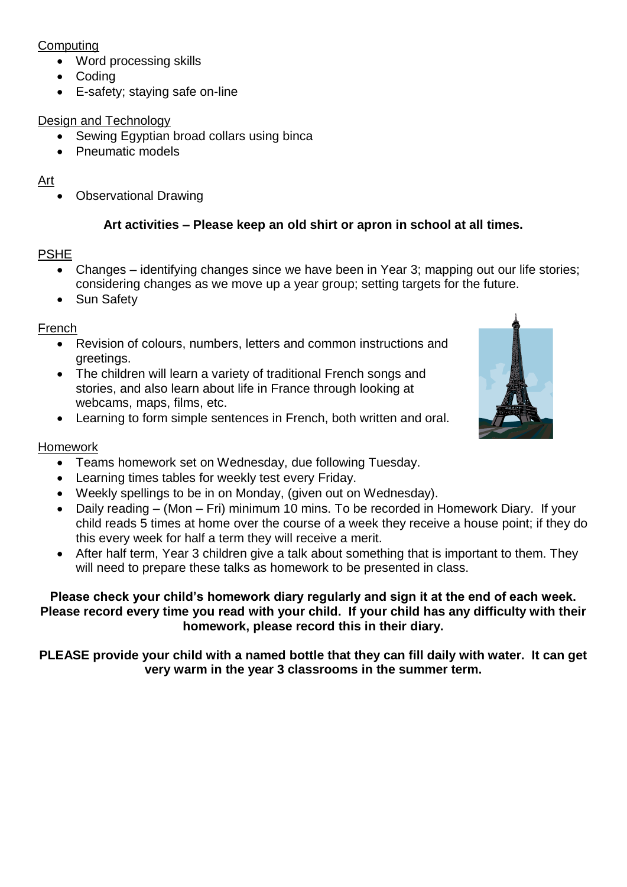Computing

- Word processing skills
- Coding
- E-safety; staying safe on-line

Design and Technology

- Sewing Egyptian broad collars using binca
- Pneumatic models

Art

- Observational Drawing

**Art activities – Please keep an old shirt or apron in school at all times.**

PSHE

- Changes – identifying changes since we have been in Year 3; mapping out our life stories; considering changes as we move up a year group; setting targets for the future.
- Sun Safety

French

- Revision of colours, numbers, letters and common instructions and greetings.
- The children will learn a variety of traditional French songs and stories, and also learn about life in France through looking at webcams, maps, films, etc.
- Learning to form simple sentences in French, both written and oral.

Homework

- Teams homework set on Wednesday, due following Tuesday.
- Learning times tables for weekly test every Friday.
- Weekly spellings to be in on Monday, (given out on Wednesday).
- Daily reading – (Mon – Fri) minimum 10 mins. To be recorded in Homework Diary. If your child reads 5 times at home over the course of a week they receive a house point; if they do this every week for half a term they will receive a merit.
- After half term, Year 3 children give a talk about something that is important to them. They will need to prepare these talks as homework to be presented in class.

**Please check your child's homework diary regularly and sign it at the end of each week. Please record every time you read with your child. If your child has any difficulty with their homework, please record this in their diary.**

**PLEASE provide your child with a named bottle that they can fill daily with water. It can get very warm in the year 3 classrooms in the summer term.**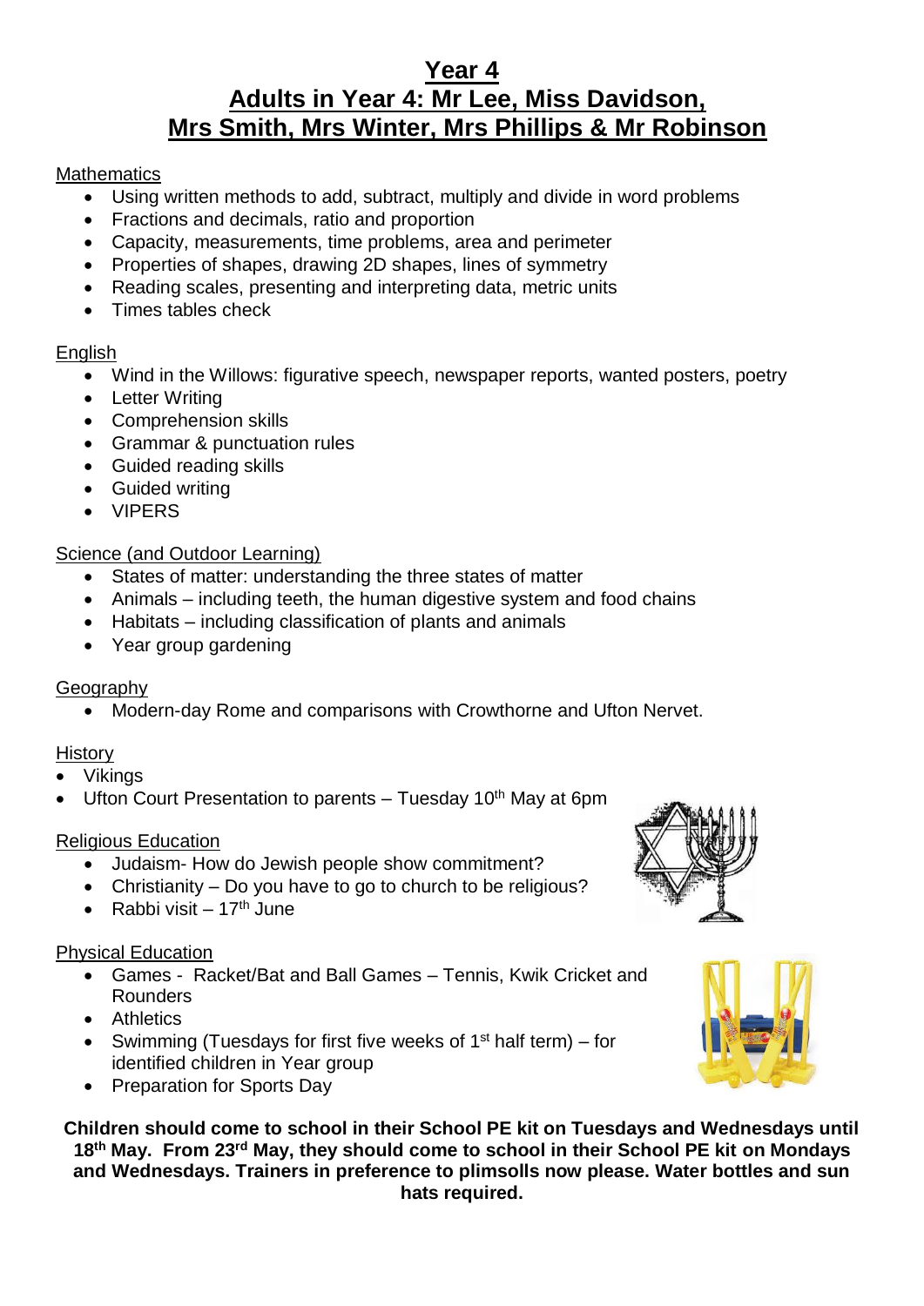# Year 4

## Adults in Year 4: Mr Lee, Miss Davidson, Mrs Smith, Mrs Winter, Mrs Phillips & Mr Robinson

Mathematics

- Using written methods to add, subtract, multiply and divide in word problems
- Fractions and decimals, ratio and proportion
- Capacity, measurements, time problems, area and perimeter
- Properties of shapes, drawing 2D shapes, lines of symmetry
- Reading scales, presenting and interpreting data, metric units
- Times tables check

English

- Wind in the Willows: figurative speech, newspaper reports, wanted posters, poetry
- Letter Writing
- Comprehension skills
- Grammar & punctuation rules
- Guided reading skills
- Guided writing
- VIPERS

Science (and Outdoor Learning)

- States of matter: understanding the three states of matter
- Animals – including teeth, the human digestive system and food chains
- Habitats – including classification of plants and animals
- Year group gardening

Geography

- Modern-day Rome and comparisons with Crowthorne and Ufton Nervet.

History

- Vikings
- Ufton Court Presentation to parents – Tuesday 10th May at 6pm

Religious Education

- Judaism- How do Jewish people show commitment?
- Christianity – Do you have to go to church to be religious?
- Rabbi visit – 17th June

Physical Education

- Games - Racket/Bat and Ball Games – Tennis, Kwik Cricket and Rounders
- Athletics
- Swimming (Tuesdays for first five weeks of 1st half term) – for identified children in Year group
- Preparation for Sports Day

**Children should come to school in their School PE kit on Tuesdays and Wednesdays until 18th May. From 23rd May, they should come to school in their School PE kit on Mondays and Wednesdays. Trainers in preference to plimsolls now please. Water bottles and sun hats required.**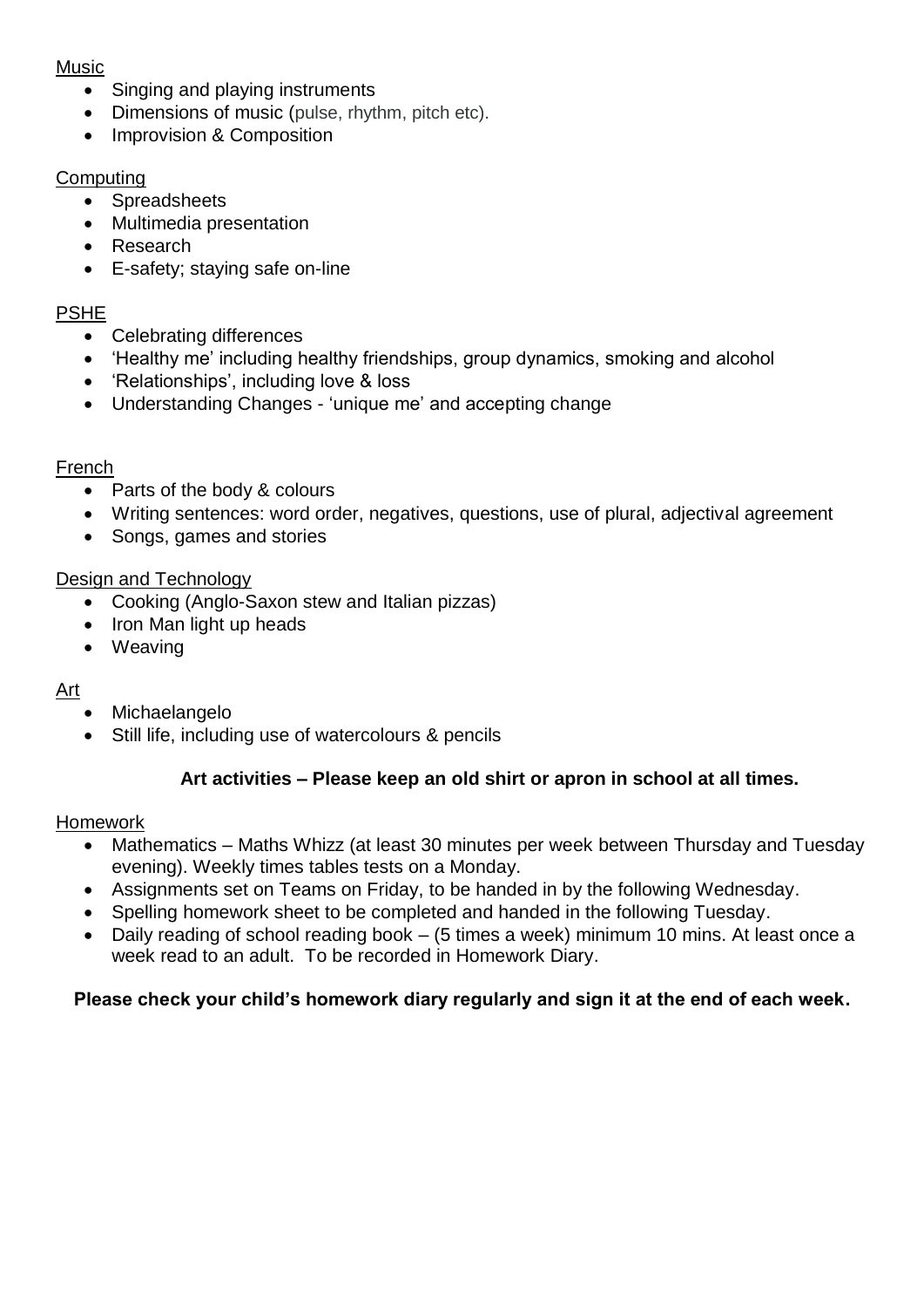<u>Music</u>

- Singing and playing instruments
- Dimensions of music (pulse, rhythm, pitch etc).
- Improvision & Composition

<u>Computing</u>

- Spreadsheets
- Multimedia presentation
- Research
- E-safety; staying safe on-line

<u>PSHE</u>

- Celebrating differences
- 'Healthy me' including healthy friendships, group dynamics, smoking and alcohol
- 'Relationships', including love & loss
- Understanding Changes - 'unique me' and accepting change

<u>French</u>

- Parts of the body & colours
- Writing sentences: word order, negatives, questions, use of plural, adjectival agreement
- Songs, games and stories

<u>Design and Technology</u>

- Cooking (Anglo-Saxon stew and Italian pizzas)
- Iron Man light up heads
- Weaving

<u>Art</u>

- Michaelangelo
- Still life, including use of watercolours & pencils

**Art activities – Please keep an old shirt or apron in school at all times.**

<u>Homework</u>

- Mathematics – Maths Whizz (at least 30 minutes per week between Thursday and Tuesday evening). Weekly times tables tests on a Monday.
- Assignments set on Teams on Friday, to be handed in by the following Wednesday.
- Spelling homework sheet to be completed and handed in the following Tuesday.
- Daily reading of school reading book – (5 times a week) minimum 10 mins. At least once a week read to an adult. To be recorded in Homework Diary.

**Please check your child's homework diary regularly and sign it at the end of each week.**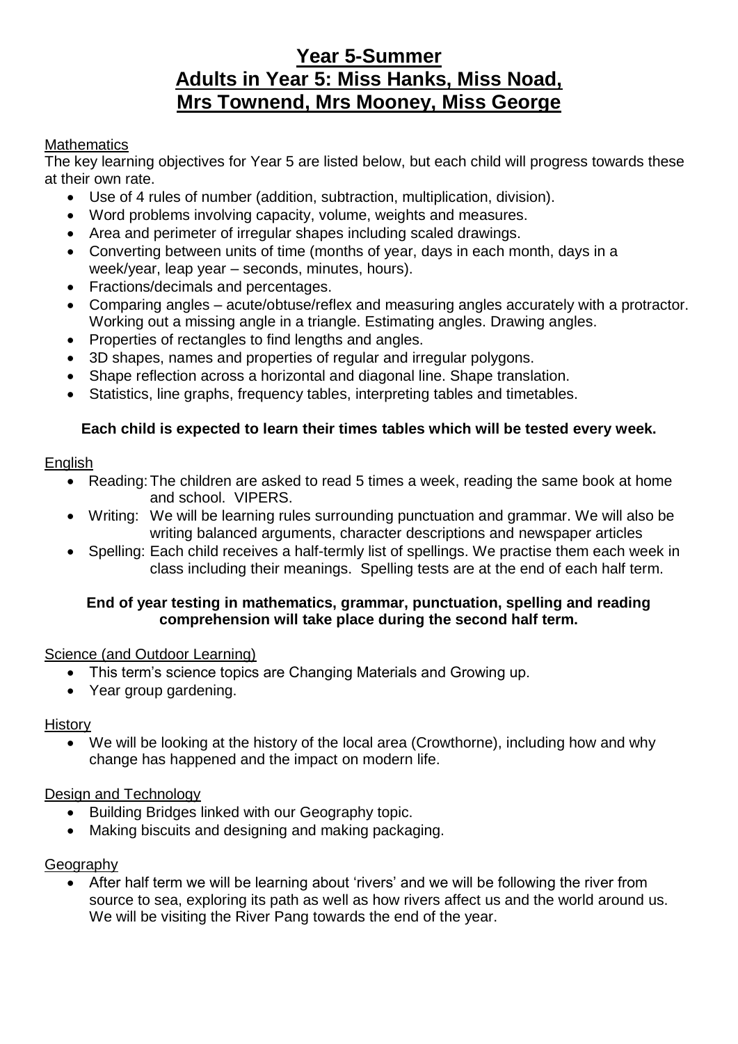# Year 5-Summer
# Adults in Year 5: Miss Hanks, Miss Noad, Mrs Townend, Mrs Mooney, Miss George

Mathematics

The key learning objectives for Year 5 are listed below, but each child will progress towards these at their own rate.

- Use of 4 rules of number (addition, subtraction, multiplication, division).
- Word problems involving capacity, volume, weights and measures.
- Area and perimeter of irregular shapes including scaled drawings.
- Converting between units of time (months of year, days in each month, days in a week/year, leap year – seconds, minutes, hours).
- Fractions/decimals and percentages.
- Comparing angles – acute/obtuse/reflex and measuring angles accurately with a protractor. Working out a missing angle in a triangle. Estimating angles. Drawing angles.
- Properties of rectangles to find lengths and angles.
- 3D shapes, names and properties of regular and irregular polygons.
- Shape reflection across a horizontal and diagonal line. Shape translation.
- Statistics, line graphs, frequency tables, interpreting tables and timetables.

**Each child is expected to learn their times tables which will be tested every week.**

English

- Reading: The children are asked to read 5 times a week, reading the same book at home and school. VIPERS.
- Writing: We will be learning rules surrounding punctuation and grammar. We will also be writing balanced arguments, character descriptions and newspaper articles
- Spelling: Each child receives a half-termly list of spellings. We practise them each week in class including their meanings. Spelling tests are at the end of each half term.

**End of year testing in mathematics, grammar, punctuation, spelling and reading comprehension will take place during the second half term.**

Science (and Outdoor Learning)

- This term's science topics are Changing Materials and Growing up.
- Year group gardening.

History

- We will be looking at the history of the local area (Crowthorne), including how and why change has happened and the impact on modern life.

Design and Technology

- Building Bridges linked with our Geography topic.
- Making biscuits and designing and making packaging.

Geography

- After half term we will be learning about 'rivers' and we will be following the river from source to sea, exploring its path as well as how rivers affect us and the world around us. We will be visiting the River Pang towards the end of the year.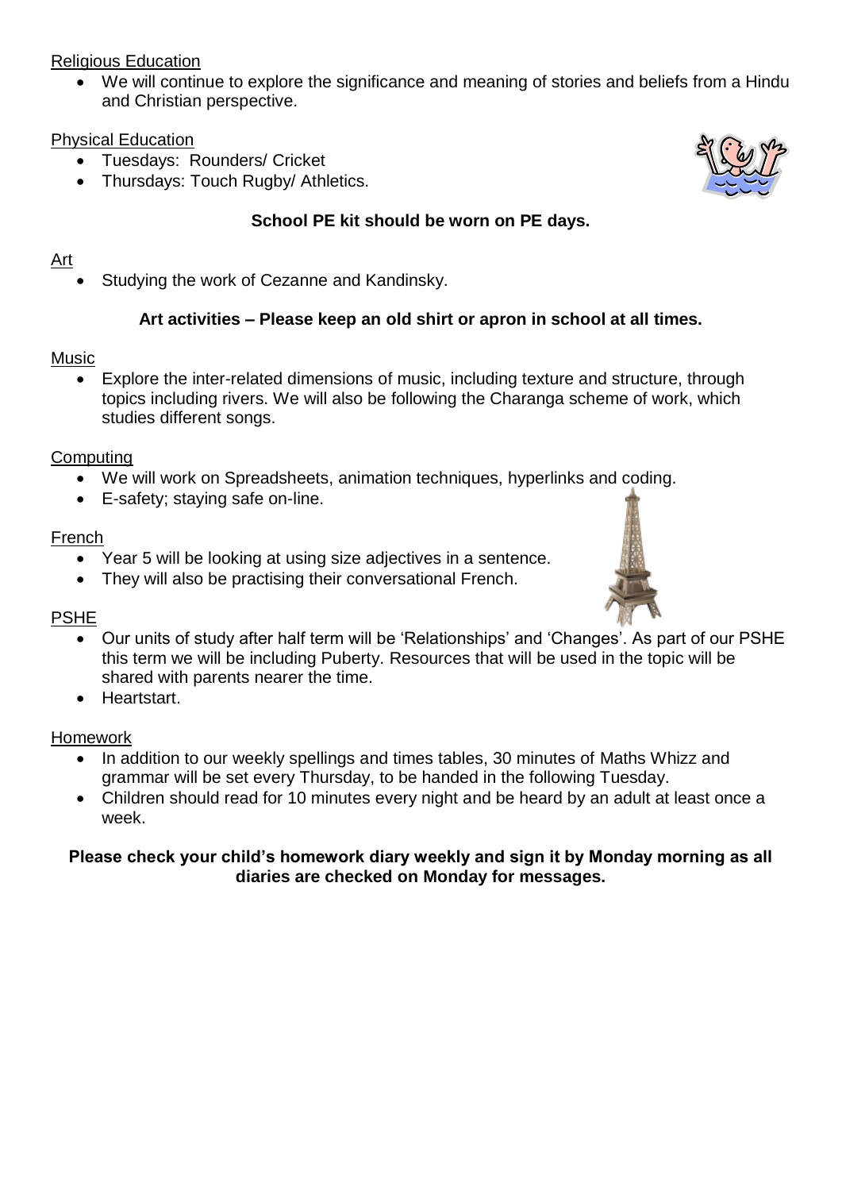Religious Education

- We will continue to explore the significance and meaning of stories and beliefs from a Hindu and Christian perspective.

Physical Education

- Tuesdays: Rounders/ Cricket
- Thursdays: Touch Rugby/ Athletics.

**School PE kit should be worn on PE days.**

Art

- Studying the work of Cezanne and Kandinsky.

**Art activities – Please keep an old shirt or apron in school at all times.**

Music

- Explore the inter-related dimensions of music, including texture and structure, through topics including rivers. We will also be following the Charanga scheme of work, which studies different songs.

Computing

- We will work on Spreadsheets, animation techniques, hyperlinks and coding.
- E-safety; staying safe on-line.

French

- Year 5 will be looking at using size adjectives in a sentence.
- They will also be practising their conversational French.

PSHE

- Our units of study after half term will be 'Relationships' and 'Changes'. As part of our PSHE this term we will be including Puberty. Resources that will be used in the topic will be shared with parents nearer the time.
- Heartstart.

Homework

- In addition to our weekly spellings and times tables, 30 minutes of Maths Whizz and grammar will be set every Thursday, to be handed in the following Tuesday.
- Children should read for 10 minutes every night and be heard by an adult at least once a week.

**Please check your child's homework diary weekly and sign it by Monday morning as all diaries are checked on Monday for messages.**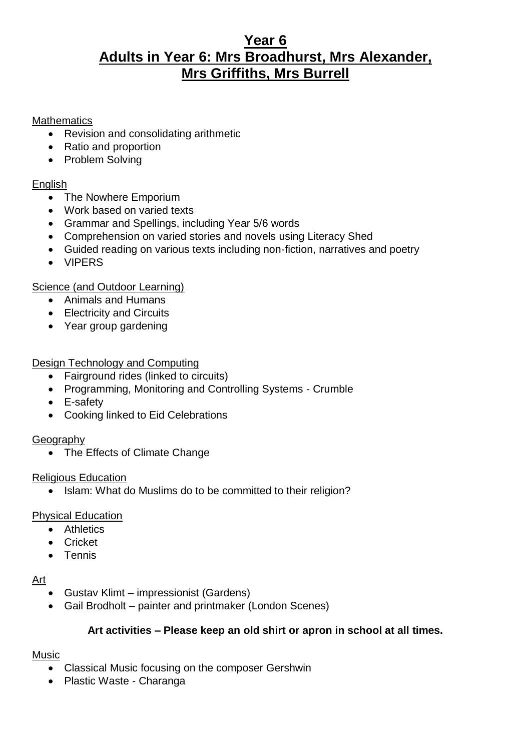# Year 6
# Adults in Year 6: Mrs Broadhurst, Mrs Alexander, Mrs Griffiths, Mrs Burrell

Mathematics

- Revision and consolidating arithmetic
- Ratio and proportion
- Problem Solving

English

- The Nowhere Emporium
- Work based on varied texts
- Grammar and Spellings, including Year 5/6 words
- Comprehension on varied stories and novels using Literacy Shed
- Guided reading on various texts including non-fiction, narratives and poetry
- VIPERS

Science (and Outdoor Learning)

- Animals and Humans
- Electricity and Circuits
- Year group gardening

Design Technology and Computing

- Fairground rides (linked to circuits)
- Programming, Monitoring and Controlling Systems - Crumble
- E-safety
- Cooking linked to Eid Celebrations

Geography

- The Effects of Climate Change

Religious Education

- Islam: What do Muslims do to be committed to their religion?

Physical Education

- Athletics
- Cricket
- Tennis

Art

- Gustav Klimt – impressionist (Gardens)
- Gail Brodholt – painter and printmaker (London Scenes)

**Art activities – Please keep an old shirt or apron in school at all times.**

Music

- Classical Music focusing on the composer Gershwin
- Plastic Waste - Charanga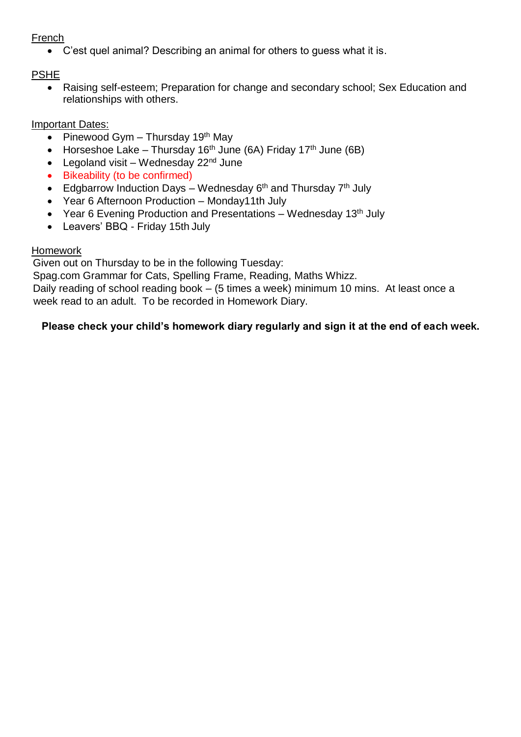## French

- C'est quel animal? Describing an animal for others to guess what it is.

## PSHE

- Raising self-esteem; Preparation for change and secondary school; Sex Education and relationships with others.

## Important Dates:

- Pinewood Gym – Thursday 19th May
- Horseshoe Lake – Thursday 16th June (6A) Friday 17th June (6B)
- Legoland visit – Wednesday 22nd June
- Bikeability (to be confirmed)
- Edgbarrow Induction Days – Wednesday 6th and Thursday 7th July
- Year 6 Afternoon Production – Monday11th July
- Year 6 Evening Production and Presentations – Wednesday 13th July
- Leavers' BBQ - Friday 15th July

## Homework

Given out on Thursday to be in the following Tuesday:
Spag.com Grammar for Cats, Spelling Frame, Reading, Maths Whizz.
Daily reading of school reading book – (5 times a week) minimum 10 mins. At least once a week read to an adult. To be recorded in Homework Diary.

**Please check your child's homework diary regularly and sign it at the end of each week.**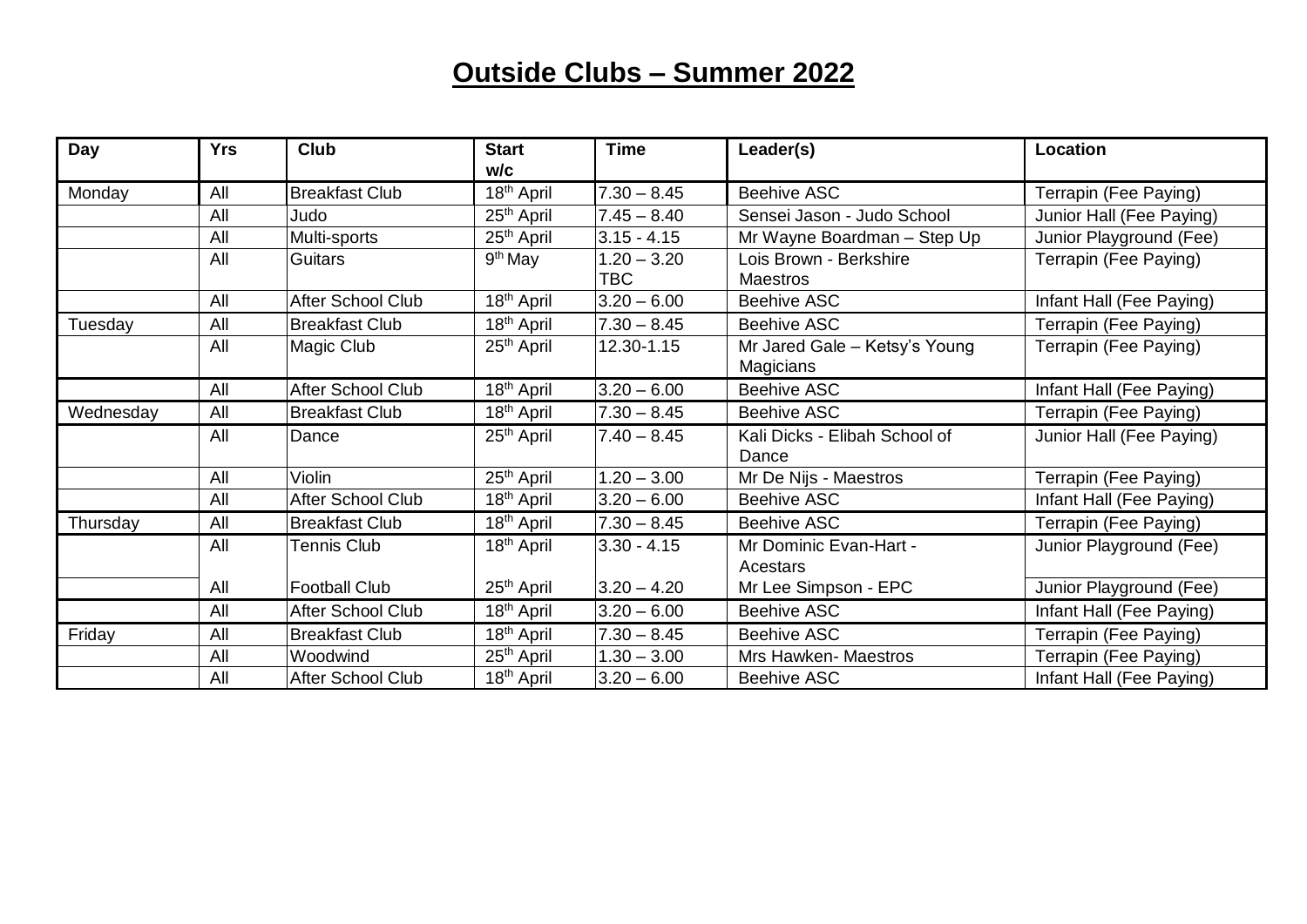# Outside Clubs – Summer 2022

| Day | Yrs | Club | Start w/c | Time | Leader(s) | Location |
|---|---|---|---|---|---|---|
| Monday | All | Breakfast Club | 18th April | 7.30 – 8.45 | Beehive ASC | Terrapin (Fee Paying) |
| | All | Judo | 25th April | 7.45 – 8.40 | Sensei Jason - Judo School | Junior Hall (Fee Paying) |
| | All | Multi-sports | 25th April | 3.15 - 4.15 | Mr Wayne Boardman – Step Up | Junior Playground (Fee) |
| | All | Guitars | 9th May | 1.20 – 3.20 TBC | Lois Brown - Berkshire Maestros | Terrapin (Fee Paying) |
| | All | After School Club | 18th April | 3.20 – 6.00 | Beehive ASC | Infant Hall (Fee Paying) |
| Tuesday | All | Breakfast Club | 18th April | 7.30 – 8.45 | Beehive ASC | Terrapin (Fee Paying) |
| | All | Magic Club | 25th April | 12.30-1.15 | Mr Jared Gale – Ketsy's Young Magicians | Terrapin (Fee Paying) |
| | All | After School Club | 18th April | 3.20 – 6.00 | Beehive ASC | Infant Hall (Fee Paying) |
| Wednesday | All | Breakfast Club | 18th April | 7.30 – 8.45 | Beehive ASC | Terrapin (Fee Paying) |
| | All | Dance | 25th April | 7.40 – 8.45 | Kali Dicks - Elibah School of Dance | Junior Hall (Fee Paying) |
| | All | Violin | 25th April | 1.20 – 3.00 | Mr De Nijs - Maestros | Terrapin (Fee Paying) |
| | All | After School Club | 18th April | 3.20 – 6.00 | Beehive ASC | Infant Hall (Fee Paying) |
| Thursday | All | Breakfast Club | 18th April | 7.30 – 8.45 | Beehive ASC | Terrapin (Fee Paying) |
| | All | Tennis Club | 18th April | 3.30 - 4.15 | Mr Dominic Evan-Hart - Acestars | Junior Playground (Fee) |
| | All | Football Club | 25th April | 3.20 – 4.20 | Mr Lee Simpson - EPC | Junior Playground (Fee) |
| | All | After School Club | 18th April | 3.20 – 6.00 | Beehive ASC | Infant Hall (Fee Paying) |
| Friday | All | Breakfast Club | 18th April | 7.30 – 8.45 | Beehive ASC | Terrapin (Fee Paying) |
| | All | Woodwind | 25th April | 1.30 – 3.00 | Mrs Hawken- Maestros | Terrapin (Fee Paying) |
| | All | After School Club | 18th April | 3.20 – 6.00 | Beehive ASC | Infant Hall (Fee Paying) |